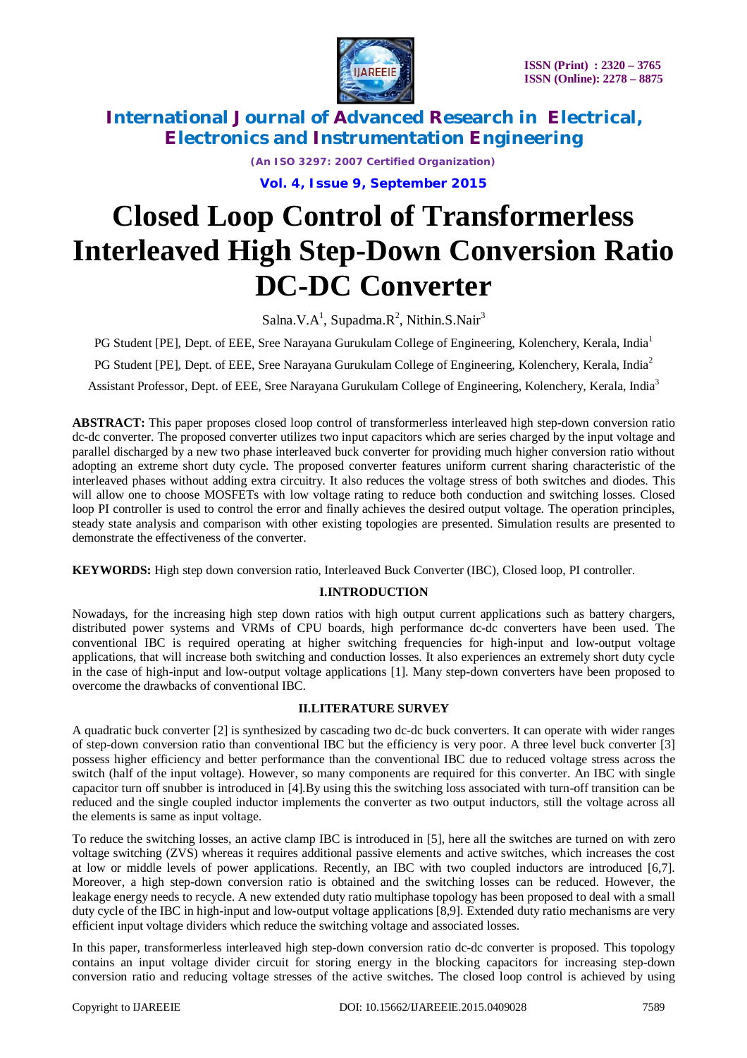# Closed Loop Control of Transformerless Interleaved High Step-Down Conversion Ratio DC-DC Converter

Salna.V.A[1], Supadma.R[2], Nithin.S.Nair[3]

PG Student [PE], Dept. of EEE, Sree Narayana Gurukulam College of Engineering, Kolenchery, Kerala, India[1]

PG Student [PE], Dept. of EEE, Sree Narayana Gurukulam College of Engineering, Kolenchery, Kerala, India[2]

Assistant Professor, Dept. of EEE, Sree Narayana Gurukulam College of Engineering, Kolenchery, Kerala, India[3]

**ABSTRACT:** This paper proposes closed loop control of transformerless interleaved high step-down conversion ratio dc-dc converter. The proposed converter utilizes two input capacitors which are series charged by the input voltage and parallel discharged by a new two phase interleaved buck converter for providing much higher conversion ratio without adopting an extreme short duty cycle. The proposed converter features uniform current sharing characteristic of the interleaved phases without adding extra circuitry. It also reduces the voltage stress of both switches and diodes. This will allow one to choose MOSFETs with low voltage rating to reduce both conduction and switching losses. Closed loop PI controller is used to control the error and finally achieves the desired output voltage. The operation principles, steady state analysis and comparison with other existing topologies are presented. Simulation results are presented to demonstrate the effectiveness of the converter.

**KEYWORDS:** High step down conversion ratio, Interleaved Buck Converter (IBC), Closed loop, PI controller.

## I.INTRODUCTION

Nowadays, for the increasing high step down ratios with high output current applications such as battery chargers, distributed power systems and VRMs of CPU boards, high performance dc-dc converters have been used. The conventional IBC is required operating at higher switching frequencies for high-input and low-output voltage applications, that will increase both switching and conduction losses. It also experiences an extremely short duty cycle in the case of high-input and low-output voltage applications [1]. Many step-down converters have been proposed to overcome the drawbacks of conventional IBC.

## II.LITERATURE SURVEY

A quadratic buck converter [2] is synthesized by cascading two dc-dc buck converters. It can operate with wider ranges of step-down conversion ratio than conventional IBC but the efficiency is very poor. A three level buck converter [3] possess higher efficiency and better performance than the conventional IBC due to reduced voltage stress across the switch (half of the input voltage). However, so many components are required for this converter. An IBC with single capacitor turn off snubber is introduced in [4].By using this the switching loss associated with turn-off transition can be reduced and the single coupled inductor implements the converter as two output inductors, still the voltage across all the elements is same as input voltage.

To reduce the switching losses, an active clamp IBC is introduced in [5], here all the switches are turned on with zero voltage switching (ZVS) whereas it requires additional passive elements and active switches, which increases the cost at low or middle levels of power applications. Recently, an IBC with two coupled inductors are introduced [6,7]. Moreover, a high step-down conversion ratio is obtained and the switching losses can be reduced. However, the leakage energy needs to recycle. A new extended duty ratio multiphase topology has been proposed to deal with a small duty cycle of the IBC in high-input and low-output voltage applications [8,9]. Extended duty ratio mechanisms are very efficient input voltage dividers which reduce the switching voltage and associated losses.

In this paper, transformerless interleaved high step-down conversion ratio dc-dc converter is proposed. This topology contains an input voltage divider circuit for storing energy in the blocking capacitors for increasing step-down conversion ratio and reducing voltage stresses of the active switches. The closed loop control is achieved by using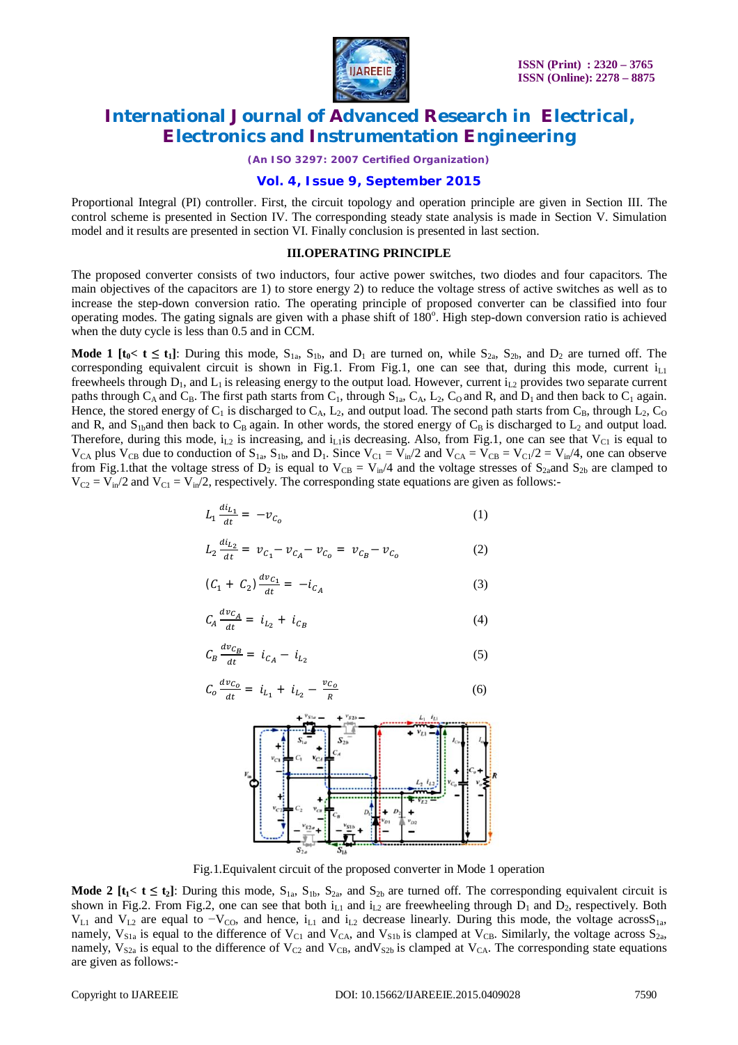Proportional Integral (PI) controller. First, the circuit topology and operation principle are given in Section III. The control scheme is presented in Section IV. The corresponding steady state analysis is made in Section V. Simulation model and it results are presented in section VI. Finally conclusion is presented in last section.

## III.OPERATING PRINCIPLE

The proposed converter consists of two inductors, four active power switches, two diodes and four capacitors. The main objectives of the capacitors are 1) to store energy 2) to reduce the voltage stress of active switches as well as to increase the step-down conversion ratio. The operating principle of proposed converter can be classified into four operating modes. The gating signals are given with a phase shift of 180°. High step-down conversion ratio is achieved when the duty cycle is less than 0.5 and in CCM.

**Mode 1 [$t_0 < t \leq t_1$]**: During this mode, $S_{1a}$, $S_{1b}$, and $D_1$ are turned on, while $S_{2a}$, $S_{2b}$, and $D_2$ are turned off. The corresponding equivalent circuit is shown in Fig.1. From Fig.1, one can see that, during this mode, current $i_{L1}$ freewheels through $D_1$, and $L_1$ is releasing energy to the output load. However, current $i_{L2}$ provides two separate current paths through $C_A$ and $C_B$. The first path starts from $C_1$, through $S_{1a}$, $C_A$, $L_2$, $C_O$ and R, and $D_1$ and then back to $C_1$ again. Hence, the stored energy of $C_1$ is discharged to $C_A$, $L_2$, and output load. The second path starts from $C_B$, through $L_2$, $C_O$ and R, and $S_{1b}$and then back to $C_B$ again. In other words, the stored energy of $C_B$ is discharged to $L_2$ and output load. Therefore, during this mode, $i_{L2}$ is increasing, and $i_{L1}$is decreasing. Also, from Fig.1, one can see that $V_{C1}$ is equal to $V_{CA}$ plus $V_{CB}$ due to conduction of $S_{1a}$, $S_{1b}$, and $D_1$. Since $V_{C1} = V_{in}/2$ and $V_{CA} = V_{CB} = V_{C1}/2 = V_{in}/4$, one can observe from Fig.1.that the voltage stress of $D_2$ is equal to $V_{CB} = V_{in}/4$ and the voltage stresses of $S_{2a}$and $S_{2b}$ are clamped to $V_{C2} = V_{in}/2$ and $V_{C1} = V_{in}/2$, respectively. The corresponding state equations are given as follows:-

$$L_1 \frac{di_{L_1}}{dt} = -v_{C_o} \tag{1}$$

$$L_2 \frac{di_{L_2}}{dt} = v_{C_1} - v_{C_A} - v_{C_o} = v_{C_B} - v_{C_o} \tag{2}$$

$$(C_1 + C_2)\frac{dv_{C_1}}{dt} = -i_{C_A} \tag{3}$$

$$C_A \frac{dv_{C_A}}{dt} = i_{L_2} + i_{C_B} \tag{4}$$

$$C_B \frac{dv_{C_B}}{dt} = i_{C_A} - i_{L_2} \tag{5}$$

$$C_o \frac{dv_{C_o}}{dt} = i_{L_1} + i_{L_2} - \frac{v_{C_o}}{R} \tag{6}$$

Fig.1.Equivalent circuit of the proposed converter in Mode 1 operation

**Mode 2 [$t_1 < t \leq t_2$]**: During this mode, $S_{1a}$, $S_{1b}$, $S_{2a}$, and $S_{2b}$ are turned off. The corresponding equivalent circuit is shown in Fig.2. From Fig.2, one can see that both $i_{L1}$ and $i_{L2}$ are freewheeling through $D_1$ and $D_2$, respectively. Both $V_{L1}$ and $V_{L2}$ are equal to $-V_{CO}$, and hence, $i_{L1}$ and $i_{L2}$ decrease linearly. During this mode, the voltage across$S_{1a}$, namely, $V_{S1a}$ is equal to the difference of $V_{C1}$ and $V_{CA}$, and $V_{S1b}$ is clamped at $V_{CB}$. Similarly, the voltage across $S_{2a}$, namely, $V_{S2a}$ is equal to the difference of $V_{C2}$ and $V_{CB}$, and$V_{S2b}$ is clamped at $V_{CA}$. The corresponding state equations are given as follows:-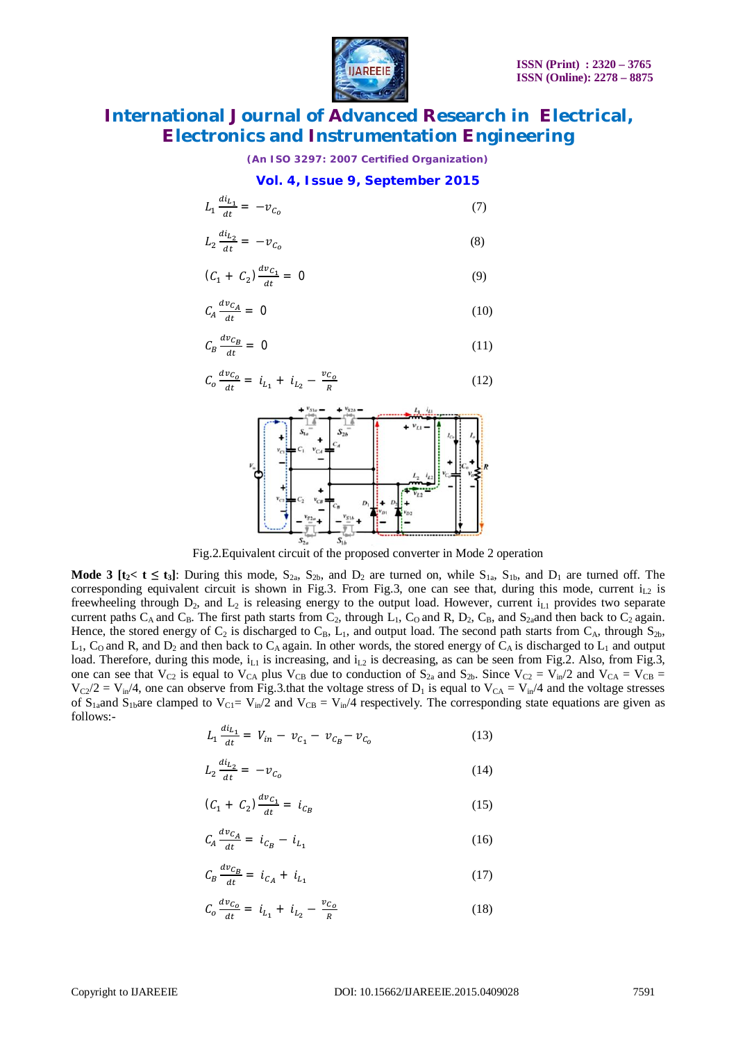$$L_1 \frac{di_{L_1}}{dt} = -v_{C_o} \quad (7)$$

$$L_2 \frac{di_{L_2}}{dt} = -v_{C_o} \quad (8)$$

$$(C_1 + C_2) \frac{dv_{C_1}}{dt} = 0 \quad (9)$$

$$C_A \frac{dv_{C_A}}{dt} = 0 \quad (10)$$

$$C_B \frac{dv_{C_B}}{dt} = 0 \quad (11)$$

$$C_o \frac{dv_{C_o}}{dt} = i_{L_1} + i_{L_2} - \frac{v_{C_o}}{R} \quad (12)$$

Fig.2.Equivalent circuit of the proposed converter in Mode 2 operation

**Mode 3 [$t_2 < t \leq t_3$]**: During this mode, $S_{2a}$, $S_{2b}$, and $D_2$ are turned on, while $S_{1a}$, $S_{1b}$, and $D_1$ are turned off. The corresponding equivalent circuit is shown in Fig.3. From Fig.3, one can see that, during this mode, current $i_{L2}$ is freewheeling through $D_2$, and $L_2$ is releasing energy to the output load. However, current $i_{L1}$ provides two separate current paths $C_A$ and $C_B$. The first path starts from $C_2$, through $L_1$, $C_O$ and R, $D_2$, $C_B$, and $S_{2a}$ and then back to $C_2$ again. Hence, the stored energy of $C_2$ is discharged to $C_B$, $L_1$, and output load. The second path starts from $C_A$, through $S_{2b}$, $L_1$, $C_O$ and R, and $D_2$ and then back to $C_A$ again. In other words, the stored energy of $C_A$ is discharged to $L_1$ and output load. Therefore, during this mode, $i_{L1}$ is increasing, and $i_{L2}$ is decreasing, as can be seen from Fig.2. Also, from Fig.3, one can see that $V_{C2}$ is equal to $V_{CA}$ plus $V_{CB}$ due to conduction of $S_{2a}$ and $S_{2b}$. Since $V_{C2} = V_{in}/2$ and $V_{CA} = V_{CB} = V_{C2}/2 = V_{in}/4$, one can observe from Fig.3.that the voltage stress of $D_1$ is equal to $V_{CA} = V_{in}/4$ and the voltage stresses of $S_{1a}$and $S_{1b}$are clamped to $V_{C1} = V_{in}/2$ and $V_{CB} = V_{in}/4$ respectively. The corresponding state equations are given as follows:-

$$L_1 \frac{di_{L_1}}{dt} = V_{in} - v_{C_1} - v_{C_B} - v_{C_o} \quad (13)$$

$$L_2 \frac{di_{L_2}}{dt} = -v_{C_o} \quad (14)$$

$$(C_1 + C_2) \frac{dv_{C_1}}{dt} = i_{C_B} \quad (15)$$

$$C_A \frac{dv_{C_A}}{dt} = i_{C_B} - i_{L_1} \quad (16)$$

$$C_B \frac{dv_{C_B}}{dt} = i_{C_A} + i_{L_1} \quad (17)$$

$$C_o \frac{dv_{C_o}}{dt} = i_{L_1} + i_{L_2} - \frac{v_{C_o}}{R} \quad (18)$$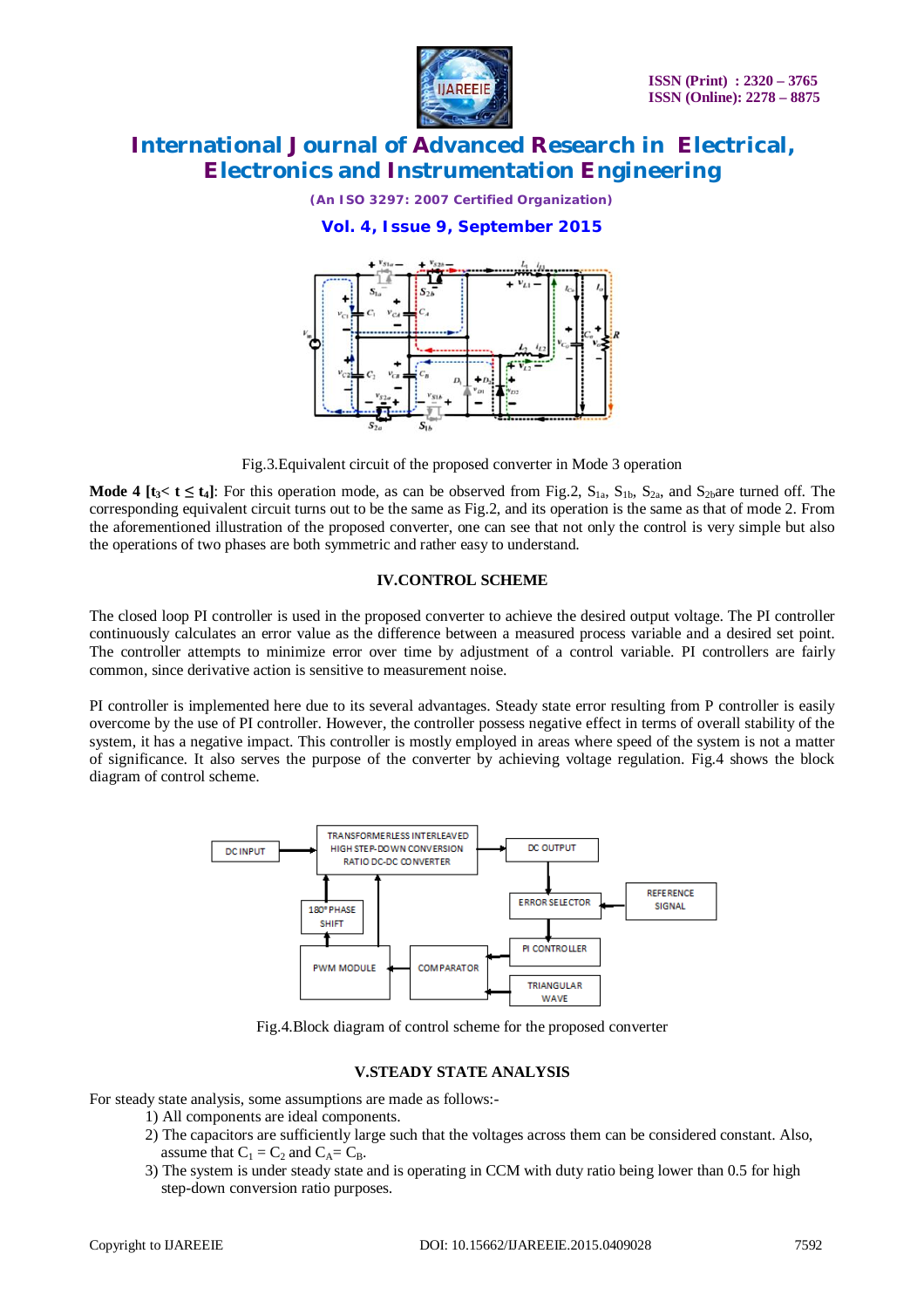Fig.3.Equivalent circuit of the proposed converter in Mode 3 operation

**Mode 4 [$t_3 < t \leq t_4$]**: For this operation mode, as can be observed from Fig.2, $S_{1a}$, $S_{1b}$, $S_{2a}$, and $S_{2b}$are turned off. The corresponding equivalent circuit turns out to be the same as Fig.2, and its operation is the same as that of mode 2. From the aforementioned illustration of the proposed converter, one can see that not only the control is very simple but also the operations of two phases are both symmetric and rather easy to understand.

## IV.CONTROL SCHEME

The closed loop PI controller is used in the proposed converter to achieve the desired output voltage. The PI controller continuously calculates an error value as the difference between a measured process variable and a desired set point. The controller attempts to minimize error over time by adjustment of a control variable. PI controllers are fairly common, since derivative action is sensitive to measurement noise.

PI controller is implemented here due to its several advantages. Steady state error resulting from P controller is easily overcome by the use of PI controller. However, the controller possess negative effect in terms of overall stability of the system, it has a negative impact. This controller is mostly employed in areas where speed of the system is not a matter of significance. It also serves the purpose of the converter by achieving voltage regulation. Fig.4 shows the block diagram of control scheme.

Fig.4.Block diagram of control scheme for the proposed converter

## V.STEADY STATE ANALYSIS

For steady state analysis, some assumptions are made as follows:-

1) All components are ideal components.
2) The capacitors are sufficiently large such that the voltages across them can be considered constant. Also, assume that $C_1 = C_2$ and $C_A = C_B$.
3) The system is under steady state and is operating in CCM with duty ratio being lower than 0.5 for high step-down conversion ratio purposes.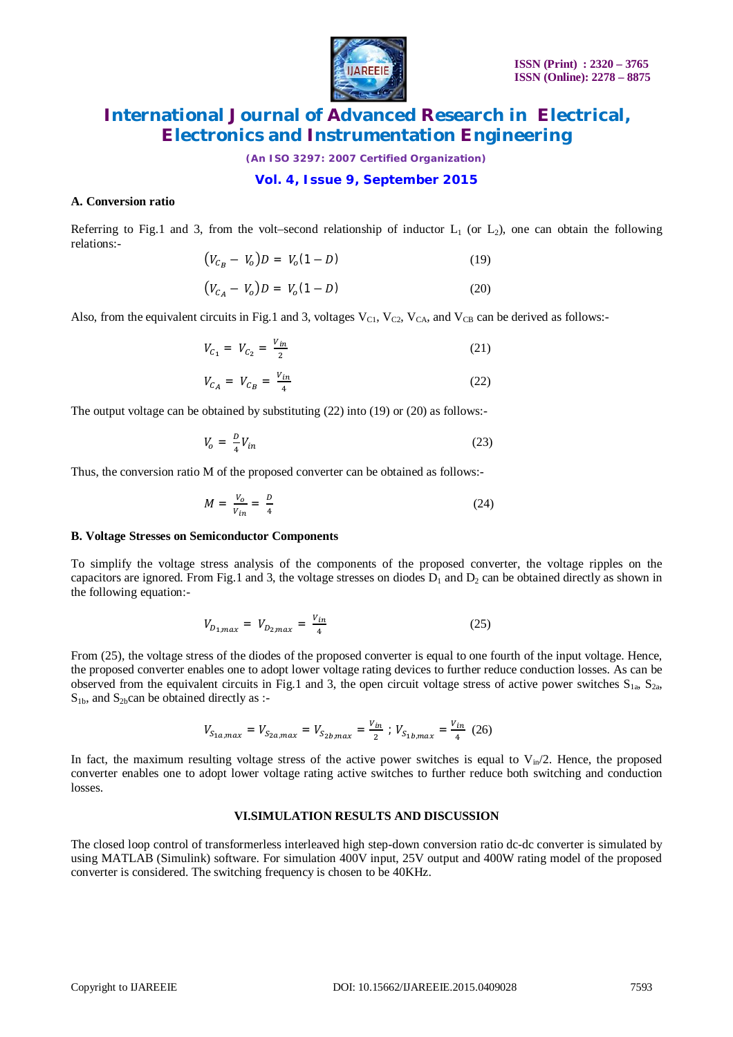### A. Conversion ratio

Referring to Fig.1 and 3, from the volt–second relationship of inductor $L_1$ (or $L_2$), one can obtain the following relations:-

$$\left(V_{C_B} - V_o\right)D = V_o(1 - D) \tag{19}$$

$$\left(V_{C_A} - V_o\right)D = V_o(1 - D) \tag{20}$$

Also, from the equivalent circuits in Fig.1 and 3, voltages $V_{C1}$, $V_{C2}$, $V_{CA}$, and $V_{CB}$ can be derived as follows:-

$$V_{C_1} = V_{C_2} = \frac{V_{in}}{2} \tag{21}$$

$$V_{C_A} = V_{C_B} = \frac{V_{in}}{4} \tag{22}$$

The output voltage can be obtained by substituting (22) into (19) or (20) as follows:-

$$V_o = \frac{D}{4}V_{in} \tag{23}$$

Thus, the conversion ratio M of the proposed converter can be obtained as follows:-

$$M = \frac{V_o}{V_{in}} = \frac{D}{4} \tag{24}$$

### B. Voltage Stresses on Semiconductor Components

To simplify the voltage stress analysis of the components of the proposed converter, the voltage ripples on the capacitors are ignored. From Fig.1 and 3, the voltage stresses on diodes $D_1$ and $D_2$ can be obtained directly as shown in the following equation:-

$$V_{D_{1,max}} = V_{D_{2,max}} = \frac{V_{in}}{4} \tag{25}$$

From (25), the voltage stress of the diodes of the proposed converter is equal to one fourth of the input voltage. Hence, the proposed converter enables one to adopt lower voltage rating devices to further reduce conduction losses. As can be observed from the equivalent circuits in Fig.1 and 3, the open circuit voltage stress of active power switches $S_{1a}$, $S_{2a}$, $S_{1b}$, and $S_{2b}$can be obtained directly as :-

$$V_{S_{1a,max}} = V_{S_{2a,max}} = V_{S_{2b,max}} = \frac{V_{in}}{2}\ ;\ V_{S_{1b,max}} = \frac{V_{in}}{4} \tag{26}$$

In fact, the maximum resulting voltage stress of the active power switches is equal to $V_{in}/2$. Hence, the proposed converter enables one to adopt lower voltage rating active switches to further reduce both switching and conduction losses.

## VI.SIMULATION RESULTS AND DISCUSSION

The closed loop control of transformerless interleaved high step-down conversion ratio dc-dc converter is simulated by using MATLAB (Simulink) software. For simulation 400V input, 25V output and 400W rating model of the proposed converter is considered. The switching frequency is chosen to be 40KHz.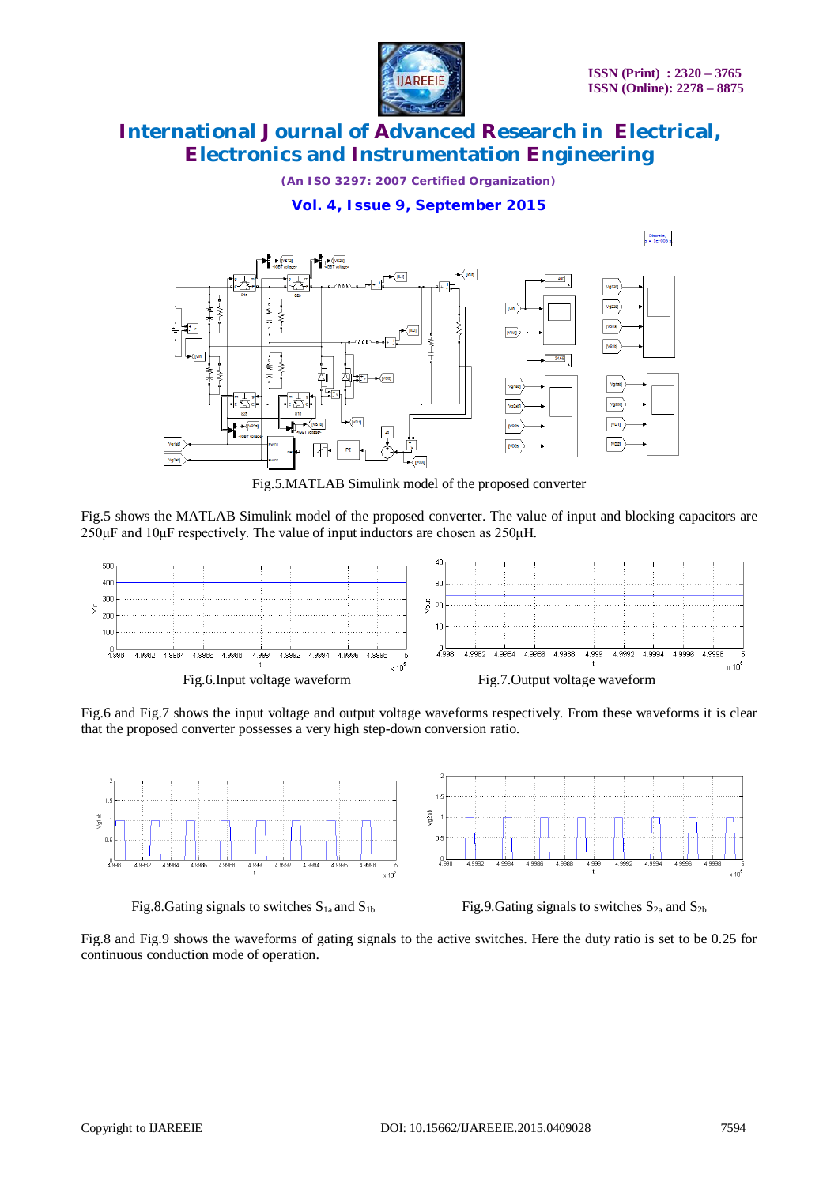Fig.5.MATLAB Simulink model of the proposed converter

Fig.5 shows the MATLAB Simulink model of the proposed converter. The value of input and blocking capacitors are 250μF and 10μF respectively. The value of input inductors are chosen as 250μH.

Fig.6.Input voltage waveform

Fig.7.Output voltage waveform

Fig.6 and Fig.7 shows the input voltage and output voltage waveforms respectively. From these waveforms it is clear that the proposed converter possesses a very high step-down conversion ratio.

Fig.8.Gating signals to switches $S_{1a}$ and $S_{1b}$

Fig.9.Gating signals to switches $S_{2a}$ and $S_{2b}$

Fig.8 and Fig.9 shows the waveforms of gating signals to the active switches. Here the duty ratio is set to be 0.25 for continuous conduction mode of operation.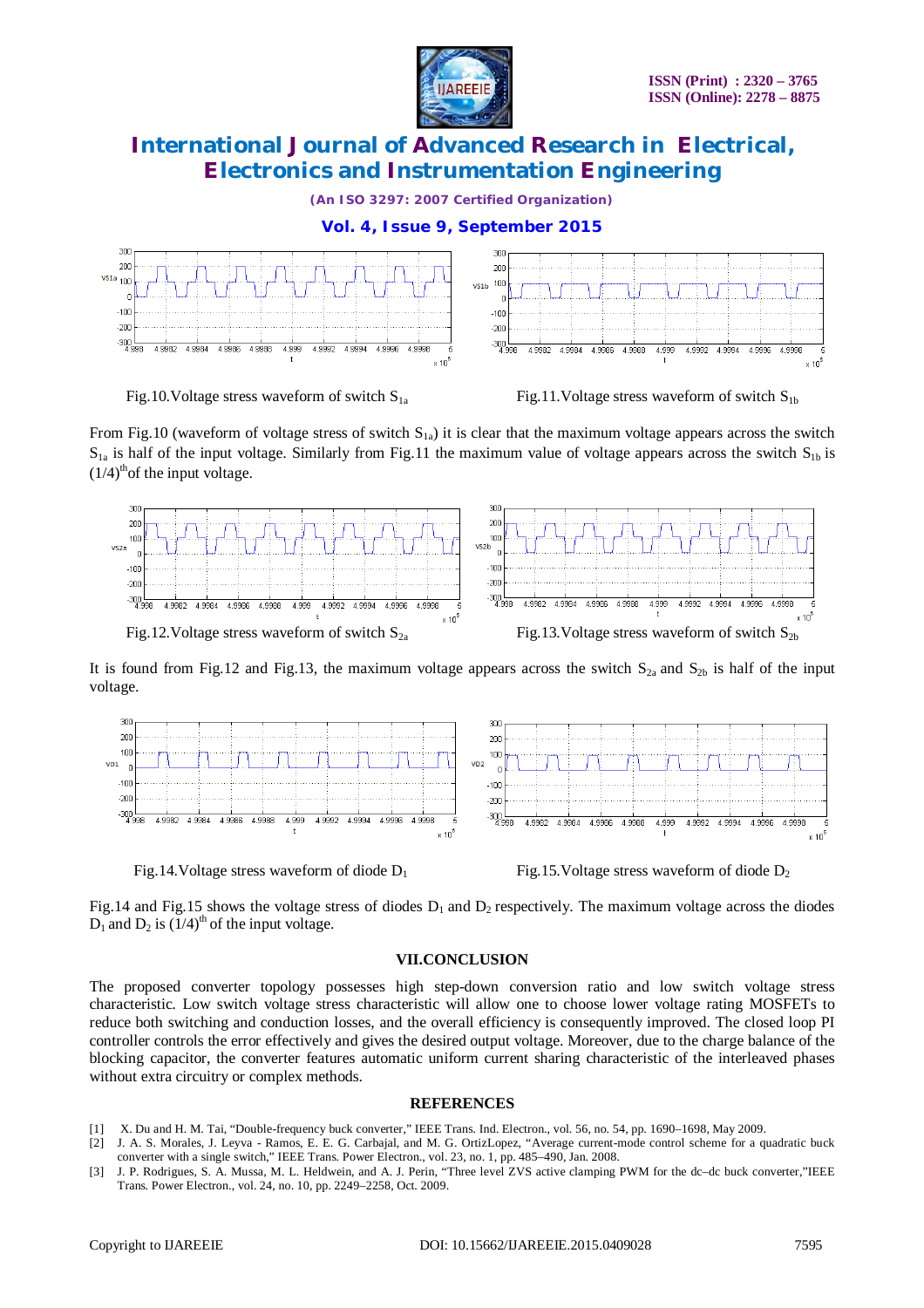Fig.10.Voltage stress waveform of switch $S_{1a}$

Fig.11.Voltage stress waveform of switch $S_{1b}$

From Fig.10 (waveform of voltage stress of switch $S_{1a}$) it is clear that the maximum voltage appears across the switch $S_{1a}$ is half of the input voltage. Similarly from Fig.11 the maximum value of voltage appears across the switch $S_{1b}$ is $(1/4)^{th}$ of the input voltage.

Fig.12.Voltage stress waveform of switch $S_{2a}$

Fig.13.Voltage stress waveform of switch $S_{2b}$

It is found from Fig.12 and Fig.13, the maximum voltage appears across the switch $S_{2a}$ and $S_{2b}$ is half of the input voltage.

Fig.14.Voltage stress waveform of diode $D_1$

Fig.15.Voltage stress waveform of diode $D_2$

Fig.14 and Fig.15 shows the voltage stress of diodes $D_1$ and $D_2$ respectively. The maximum voltage across the diodes $D_1$ and $D_2$ is $(1/4)^{th}$ of the input voltage.

## VII.CONCLUSION

The proposed converter topology possesses high step-down conversion ratio and low switch voltage stress characteristic. Low switch voltage stress characteristic will allow one to choose lower voltage rating MOSFETs to reduce both switching and conduction losses, and the overall efficiency is consequently improved. The closed loop PI controller controls the error effectively and gives the desired output voltage. Moreover, due to the charge balance of the blocking capacitor, the converter features automatic uniform current sharing characteristic of the interleaved phases without extra circuitry or complex methods.

## REFERENCES

[1] X. Du and H. M. Tai, "Double-frequency buck converter," IEEE Trans. Ind. Electron., vol. 56, no. 54, pp. 1690–1698, May 2009.

[2] J. A. S. Morales, J. Leyva - Ramos, E. E. G. Carbajal, and M. G. OrtizLopez, "Average current-mode control scheme for a quadratic buck converter with a single switch," IEEE Trans. Power Electron., vol. 23, no. 1, pp. 485–490, Jan. 2008.

[3] J. P. Rodrigues, S. A. Mussa, M. L. Heldwein, and A. J. Perin, "Three level ZVS active clamping PWM for the dc–dc buck converter,"IEEE Trans. Power Electron., vol. 24, no. 10, pp. 2249–2258, Oct. 2009.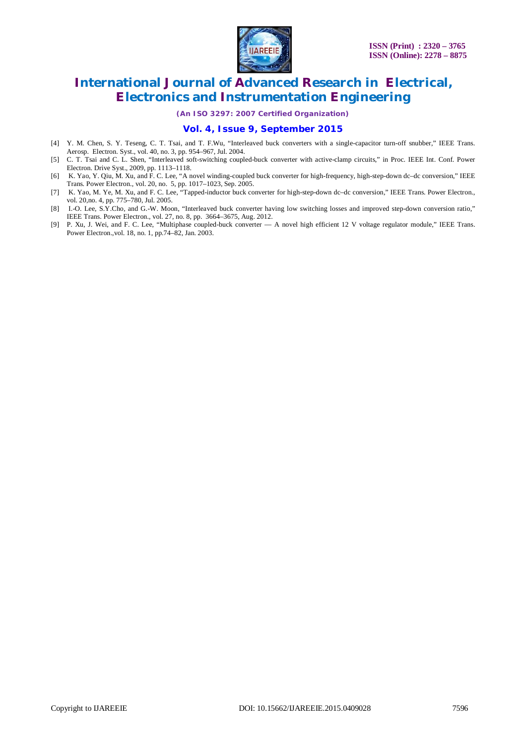[4] Y. M. Chen, S. Y. Teseng, C. T. Tsai, and T. F.Wu, "Interleaved buck converters with a single-capacitor turn-off snubber," IEEE Trans. Aerosp. Electron. Syst., vol. 40, no. 3, pp. 954–967, Jul. 2004.

[5] C. T. Tsai and C. L. Shen, "Interleaved soft-switching coupled-buck converter with active-clamp circuits," in Proc. IEEE Int. Conf. Power Electron. Drive Syst., 2009, pp. 1113–1118.

[6] K. Yao, Y. Qiu, M. Xu, and F. C. Lee, "A novel winding-coupled buck converter for high-frequency, high-step-down dc–dc conversion," IEEE Trans. Power Electron., vol. 20, no. 5, pp. 1017–1023, Sep. 2005.

[7] K. Yao, M. Ye, M. Xu, and F. C. Lee, "Tapped-inductor buck converter for high-step-down dc–dc conversion," IEEE Trans. Power Electron., vol. 20,no. 4, pp. 775–780, Jul. 2005.

[8] I.-O. Lee, S.Y.Cho, and G.-W. Moon, "Interleaved buck converter having low switching losses and improved step-down conversion ratio," IEEE Trans. Power Electron., vol. 27, no. 8, pp. 3664–3675, Aug. 2012.

[9] P. Xu, J. Wei, and F. C. Lee, "Multiphase coupled-buck converter — A novel high efficient 12 V voltage regulator module," IEEE Trans. Power Electron.,vol. 18, no. 1, pp.74–82, Jan. 2003.